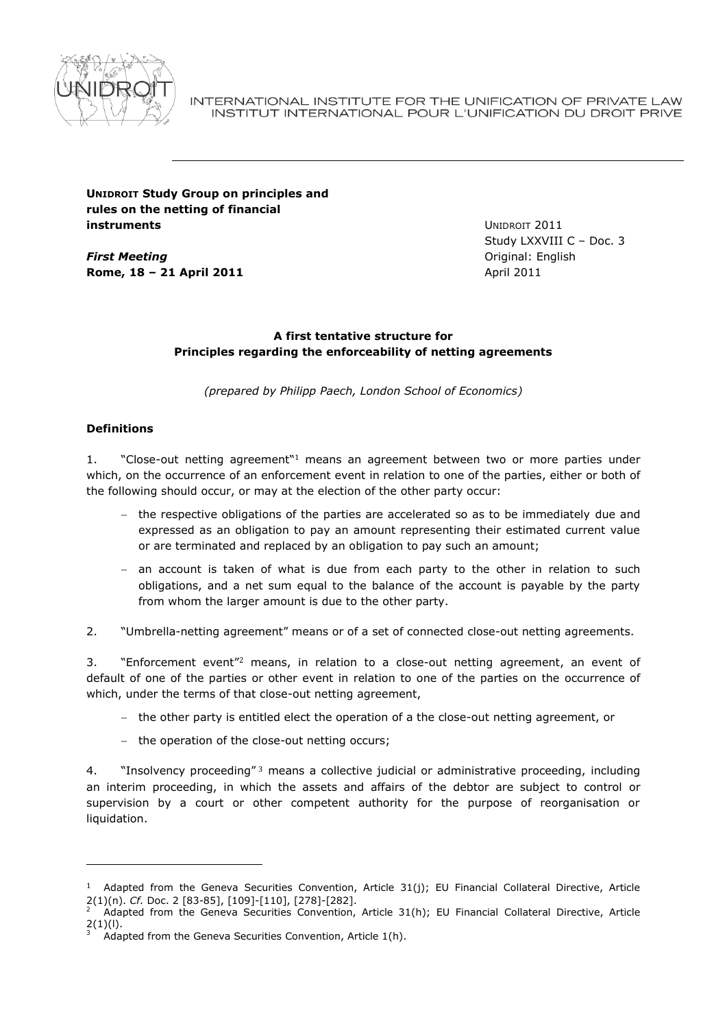INTERNATIONAL INSTITUTE FOR THE UNIFICATION OF PRIVATE LAW
INSTITUT INTERNATIONAL POUR L'UNIFICATION DU DROIT PRIVE

**UNIDROIT Study Group on principles and rules on the netting of financial instruments**

***First Meeting***
**Rome, 18 – 21 April 2011**

UNIDROIT 2011
Study LXXVIII C – Doc. 3
Original: English
April 2011

**A first tentative structure for Principles regarding the enforceability of netting agreements**

*(prepared by Philipp Paech, London School of Economics)*

**Definitions**

1. "Close-out netting agreement"[1] means an agreement between two or more parties under which, on the occurrence of an enforcement event in relation to one of the parties, either or both of the following should occur, or may at the election of the other party occur:

- the respective obligations of the parties are accelerated so as to be immediately due and expressed as an obligation to pay an amount representing their estimated current value or are terminated and replaced by an obligation to pay such an amount;
- an account is taken of what is due from each party to the other in relation to such obligations, and a net sum equal to the balance of the account is payable by the party from whom the larger amount is due to the other party.

2. "Umbrella-netting agreement" means or of a set of connected close-out netting agreements.

3. "Enforcement event"[2] means, in relation to a close-out netting agreement, an event of default of one of the parties or other event in relation to one of the parties on the occurrence of which, under the terms of that close-out netting agreement,

- the other party is entitled elect the operation of a the close-out netting agreement, or
- the operation of the close-out netting occurs;

4. "Insolvency proceeding"[3] means a collective judicial or administrative proceeding, including an interim proceeding, in which the assets and affairs of the debtor are subject to control or supervision by a court or other competent authority for the purpose of reorganisation or liquidation.

---

[1] Adapted from the Geneva Securities Convention, Article 31(j); EU Financial Collateral Directive, Article 2(1)(n). *Cf.* Doc. 2 [83-85], [109]-[110], [278]-[282].

[2] Adapted from the Geneva Securities Convention, Article 31(h); EU Financial Collateral Directive, Article 2(1)(l).

[3] Adapted from the Geneva Securities Convention, Article 1(h).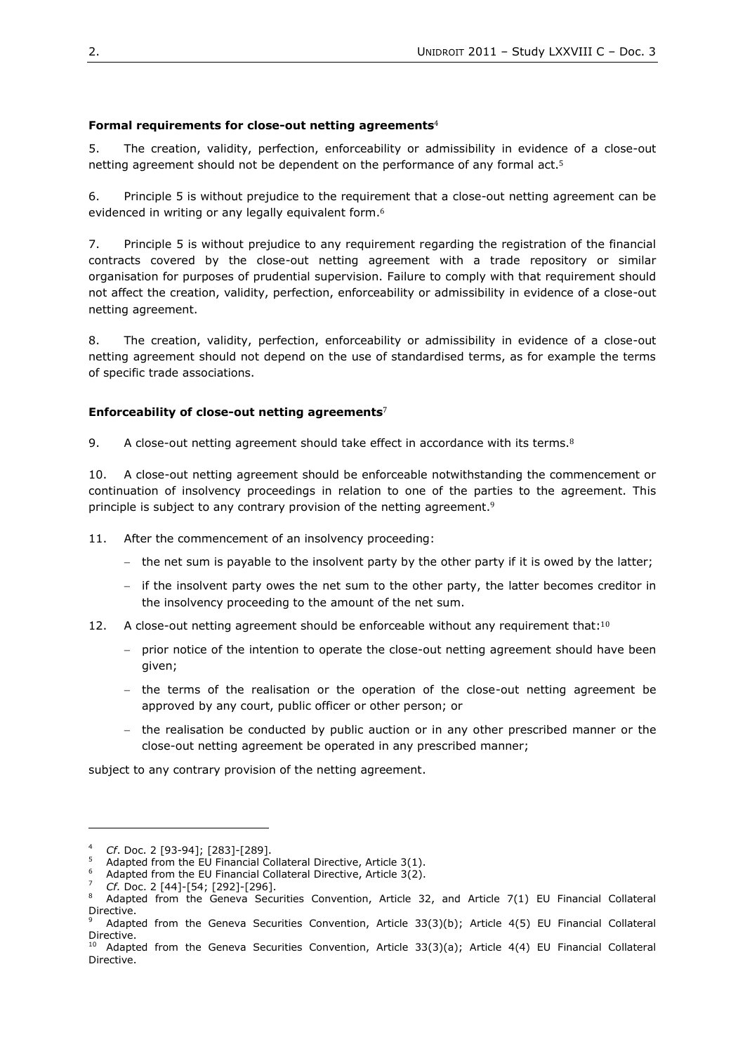**Formal requirements for close-out netting agreements**[4]

5. The creation, validity, perfection, enforceability or admissibility in evidence of a close-out netting agreement should not be dependent on the performance of any formal act.[5]

6. Principle 5 is without prejudice to the requirement that a close-out netting agreement can be evidenced in writing or any legally equivalent form.[6]

7. Principle 5 is without prejudice to any requirement regarding the registration of the financial contracts covered by the close-out netting agreement with a trade repository or similar organisation for purposes of prudential supervision. Failure to comply with that requirement should not affect the creation, validity, perfection, enforceability or admissibility in evidence of a close-out netting agreement.

8. The creation, validity, perfection, enforceability or admissibility in evidence of a close-out netting agreement should not depend on the use of standardised terms, as for example the terms of specific trade associations.

**Enforceability of close-out netting agreements**[7]

9. A close-out netting agreement should take effect in accordance with its terms.[8]

10. A close-out netting agreement should be enforceable notwithstanding the commencement or continuation of insolvency proceedings in relation to one of the parties to the agreement. This principle is subject to any contrary provision of the netting agreement.[9]

11. After the commencement of an insolvency proceeding:

- the net sum is payable to the insolvent party by the other party if it is owed by the latter;
- if the insolvent party owes the net sum to the other party, the latter becomes creditor in the insolvency proceeding to the amount of the net sum.

12. A close-out netting agreement should be enforceable without any requirement that:[10]

- prior notice of the intention to operate the close-out netting agreement should have been given;
- the terms of the realisation or the operation of the close-out netting agreement be approved by any court, public officer or other person; or
- the realisation be conducted by public auction or in any other prescribed manner or the close-out netting agreement be operated in any prescribed manner;

subject to any contrary provision of the netting agreement.

---

[4] *Cf*. Doc. 2 [93-94]; [283]-[289].

[5] Adapted from the EU Financial Collateral Directive, Article 3(1).

[6] Adapted from the EU Financial Collateral Directive, Article 3(2).

[7] *Cf*. Doc. 2 [44]-[54; [292]-[296].

[8] Adapted from the Geneva Securities Convention, Article 32, and Article 7(1) EU Financial Collateral Directive.

[9] Adapted from the Geneva Securities Convention, Article 33(3)(b); Article 4(5) EU Financial Collateral Directive.

[10] Adapted from the Geneva Securities Convention, Article 33(3)(a); Article 4(4) EU Financial Collateral Directive.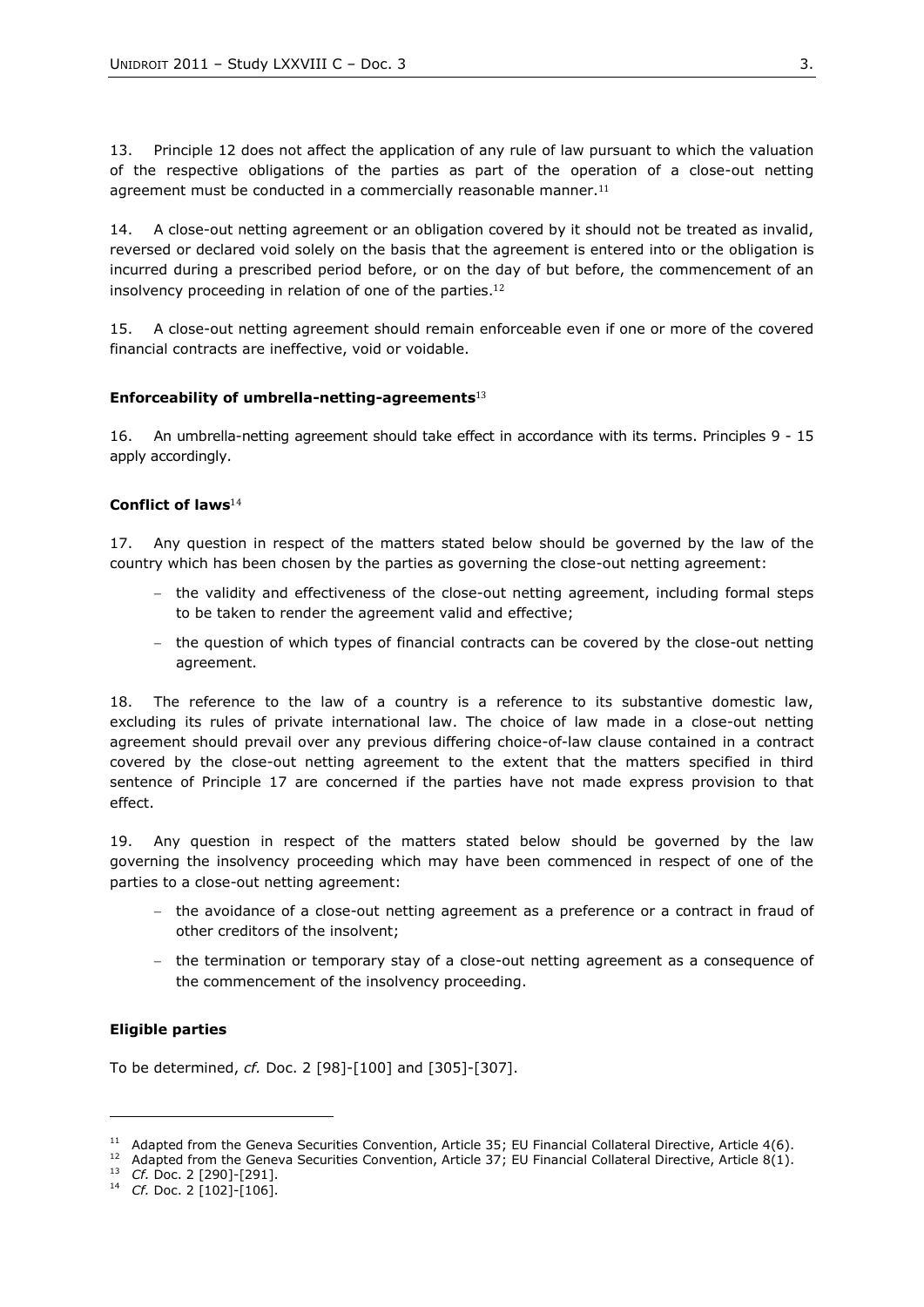13. Principle 12 does not affect the application of any rule of law pursuant to which the valuation of the respective obligations of the parties as part of the operation of a close-out netting agreement must be conducted in a commercially reasonable manner.[11]

14. A close-out netting agreement or an obligation covered by it should not be treated as invalid, reversed or declared void solely on the basis that the agreement is entered into or the obligation is incurred during a prescribed period before, or on the day of but before, the commencement of an insolvency proceeding in relation of one of the parties.[12]

15. A close-out netting agreement should remain enforceable even if one or more of the covered financial contracts are ineffective, void or voidable.

**Enforceability of umbrella-netting-agreements**[13]

16. An umbrella-netting agreement should take effect in accordance with its terms. Principles 9 - 15 apply accordingly.

**Conflict of laws**[14]

17. Any question in respect of the matters stated below should be governed by the law of the country which has been chosen by the parties as governing the close-out netting agreement:

- the validity and effectiveness of the close-out netting agreement, including formal steps to be taken to render the agreement valid and effective;
- the question of which types of financial contracts can be covered by the close-out netting agreement.

18. The reference to the law of a country is a reference to its substantive domestic law, excluding its rules of private international law. The choice of law made in a close-out netting agreement should prevail over any previous differing choice-of-law clause contained in a contract covered by the close-out netting agreement to the extent that the matters specified in third sentence of Principle 17 are concerned if the parties have not made express provision to that effect.

19. Any question in respect of the matters stated below should be governed by the law governing the insolvency proceeding which may have been commenced in respect of one of the parties to a close-out netting agreement:

- the avoidance of a close-out netting agreement as a preference or a contract in fraud of other creditors of the insolvent;
- the termination or temporary stay of a close-out netting agreement as a consequence of the commencement of the insolvency proceeding.

**Eligible parties**

To be determined, *cf.* Doc. 2 [98]-[100] and [305]-[307].

---

[11] Adapted from the Geneva Securities Convention, Article 35; EU Financial Collateral Directive, Article 4(6).

[12] Adapted from the Geneva Securities Convention, Article 37; EU Financial Collateral Directive, Article 8(1).

[13] *Cf.* Doc. 2 [290]-[291].

[14] *Cf.* Doc. 2 [102]-[106].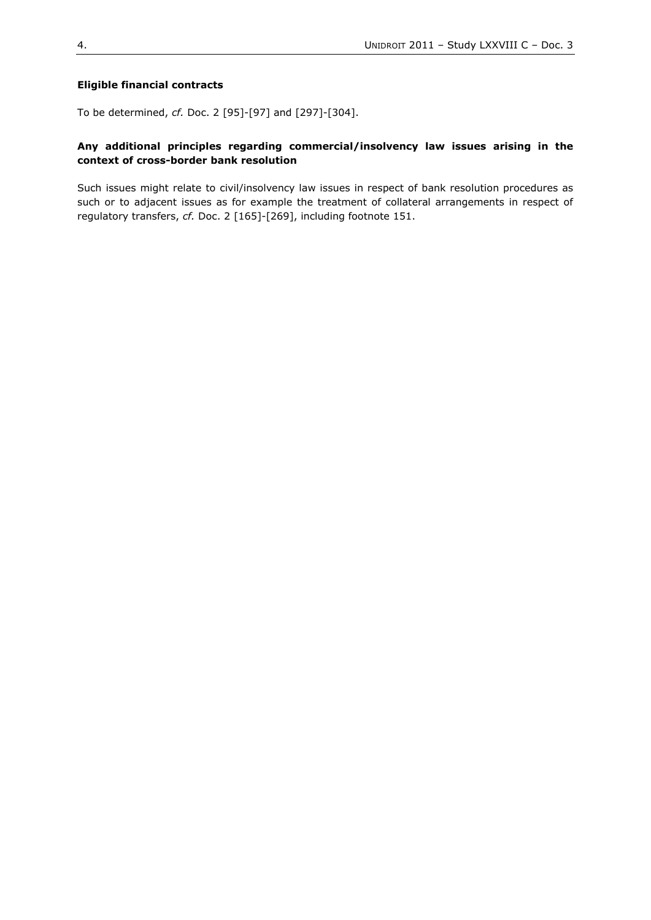**Eligible financial contracts**

To be determined, *cf.* Doc. 2 [95]-[97] and [297]-[304].

**Any additional principles regarding commercial/insolvency law issues arising in the context of cross-border bank resolution**

Such issues might relate to civil/insolvency law issues in respect of bank resolution procedures as such or to adjacent issues as for example the treatment of collateral arrangements in respect of regulatory transfers, *cf.* Doc. 2 [165]-[269], including footnote 151.